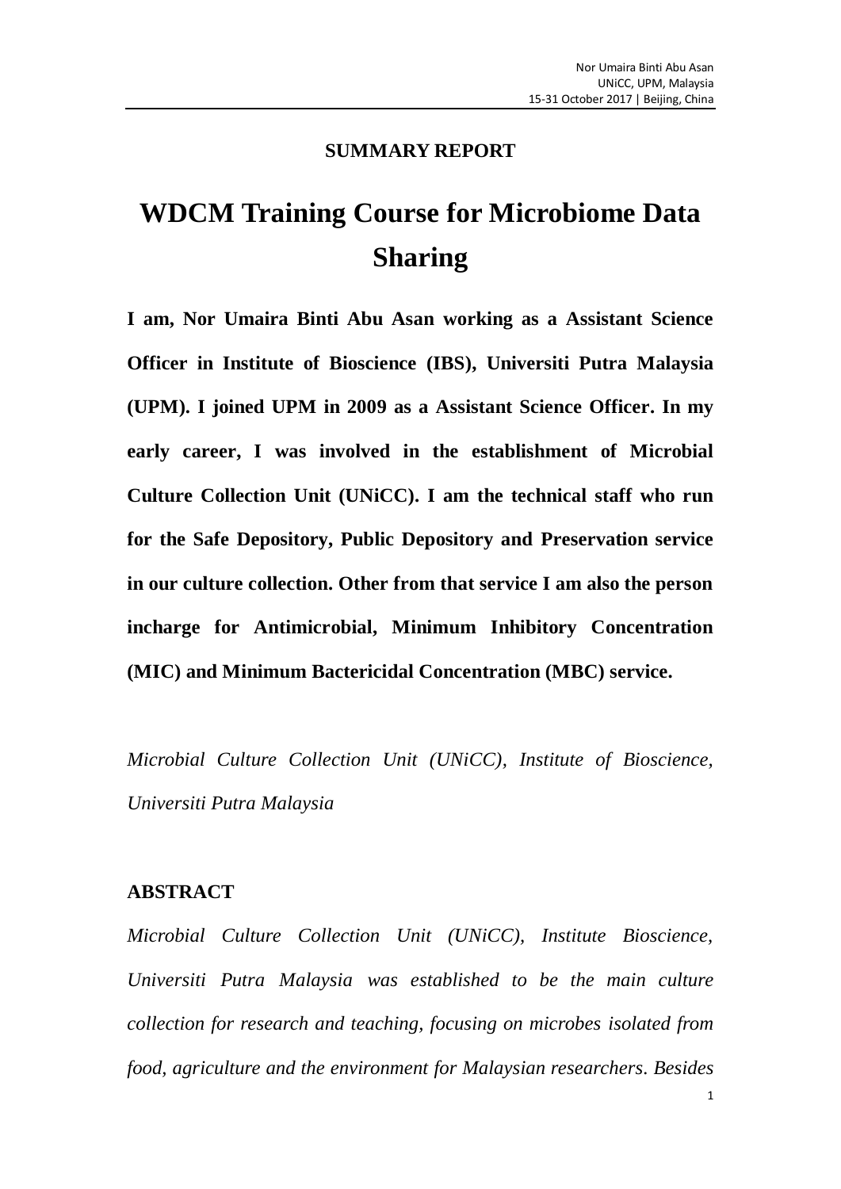**SUMMARY REPORT**

# WDCM Training Course for Microbiome Data Sharing

**I am, Nor Umaira Binti Abu Asan working as a Assistant Science Officer in Institute of Bioscience (IBS), Universiti Putra Malaysia (UPM). I joined UPM in 2009 as a Assistant Science Officer. In my early career, I was involved in the establishment of Microbial Culture Collection Unit (UNiCC). I am the technical staff who run for the Safe Depository, Public Depository and Preservation service in our culture collection. Other from that service I am also the person incharge for Antimicrobial, Minimum Inhibitory Concentration (MIC) and Minimum Bactericidal Concentration (MBC) service.**

*Microbial Culture Collection Unit (UNiCC), Institute of Bioscience, Universiti Putra Malaysia*

## ABSTRACT

*Microbial Culture Collection Unit (UNiCC), Institute Bioscience, Universiti Putra Malaysia was established to be the main culture collection for research and teaching, focusing on microbes isolated from food, agriculture and the environment for Malaysian researchers. Besides*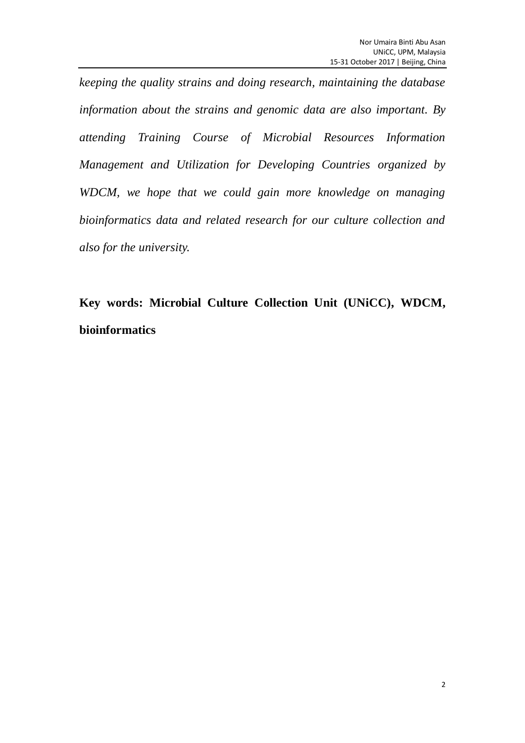*keeping the quality strains and doing research, maintaining the database information about the strains and genomic data are also important. By attending Training Course of Microbial Resources Information Management and Utilization for Developing Countries organized by WDCM, we hope that we could gain more knowledge on managing bioinformatics data and related research for our culture collection and also for the university.*

**Key words: Microbial Culture Collection Unit (UNiCC), WDCM, bioinformatics**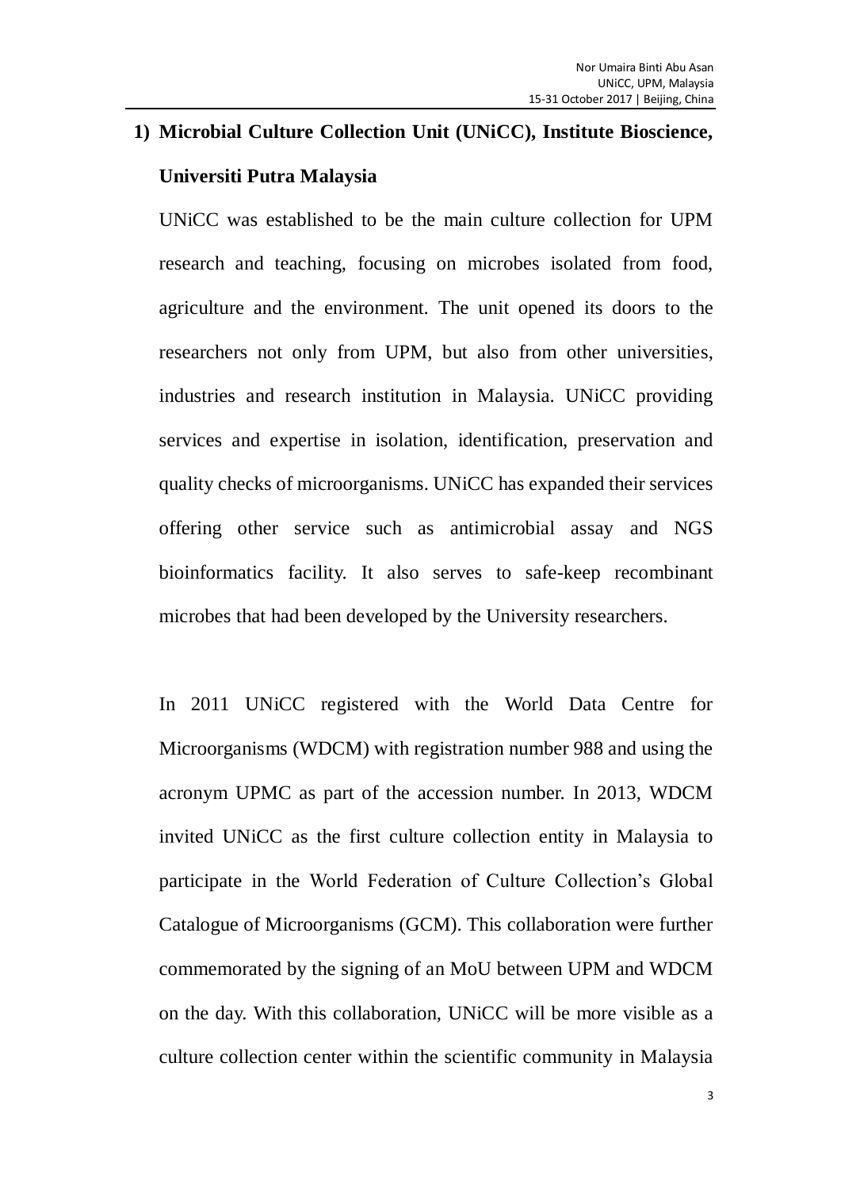## 1) Microbial Culture Collection Unit (UNiCC), Institute Bioscience, Universiti Putra Malaysia

UNiCC was established to be the main culture collection for UPM research and teaching, focusing on microbes isolated from food, agriculture and the environment. The unit opened its doors to the researchers not only from UPM, but also from other universities, industries and research institution in Malaysia. UNiCC providing services and expertise in isolation, identification, preservation and quality checks of microorganisms. UNiCC has expanded their services offering other service such as antimicrobial assay and NGS bioinformatics facility. It also serves to safe-keep recombinant microbes that had been developed by the University researchers.

In 2011 UNiCC registered with the World Data Centre for Microorganisms (WDCM) with registration number 988 and using the acronym UPMC as part of the accession number. In 2013, WDCM invited UNiCC as the first culture collection entity in Malaysia to participate in the World Federation of Culture Collection's Global Catalogue of Microorganisms (GCM). This collaboration were further commemorated by the signing of an MoU between UPM and WDCM on the day. With this collaboration, UNiCC will be more visible as a culture collection center within the scientific community in Malaysia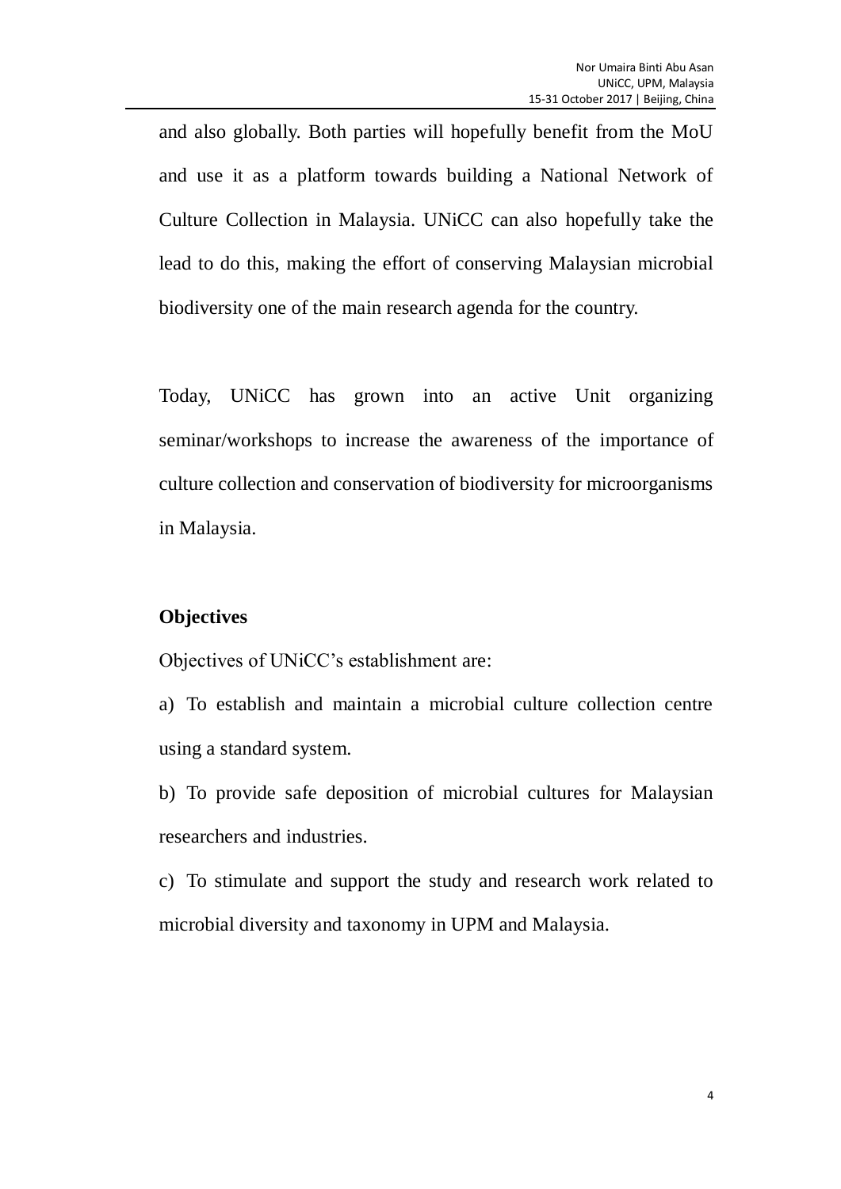and also globally. Both parties will hopefully benefit from the MoU and use it as a platform towards building a National Network of Culture Collection in Malaysia. UNiCC can also hopefully take the lead to do this, making the effort of conserving Malaysian microbial biodiversity one of the main research agenda for the country.

Today, UNiCC has grown into an active Unit organizing seminar/workshops to increase the awareness of the importance of culture collection and conservation of biodiversity for microorganisms in Malaysia.

**Objectives**

Objectives of UNiCC's establishment are:

a) To establish and maintain a microbial culture collection centre using a standard system.

b) To provide safe deposition of microbial cultures for Malaysian researchers and industries.

c) To stimulate and support the study and research work related to microbial diversity and taxonomy in UPM and Malaysia.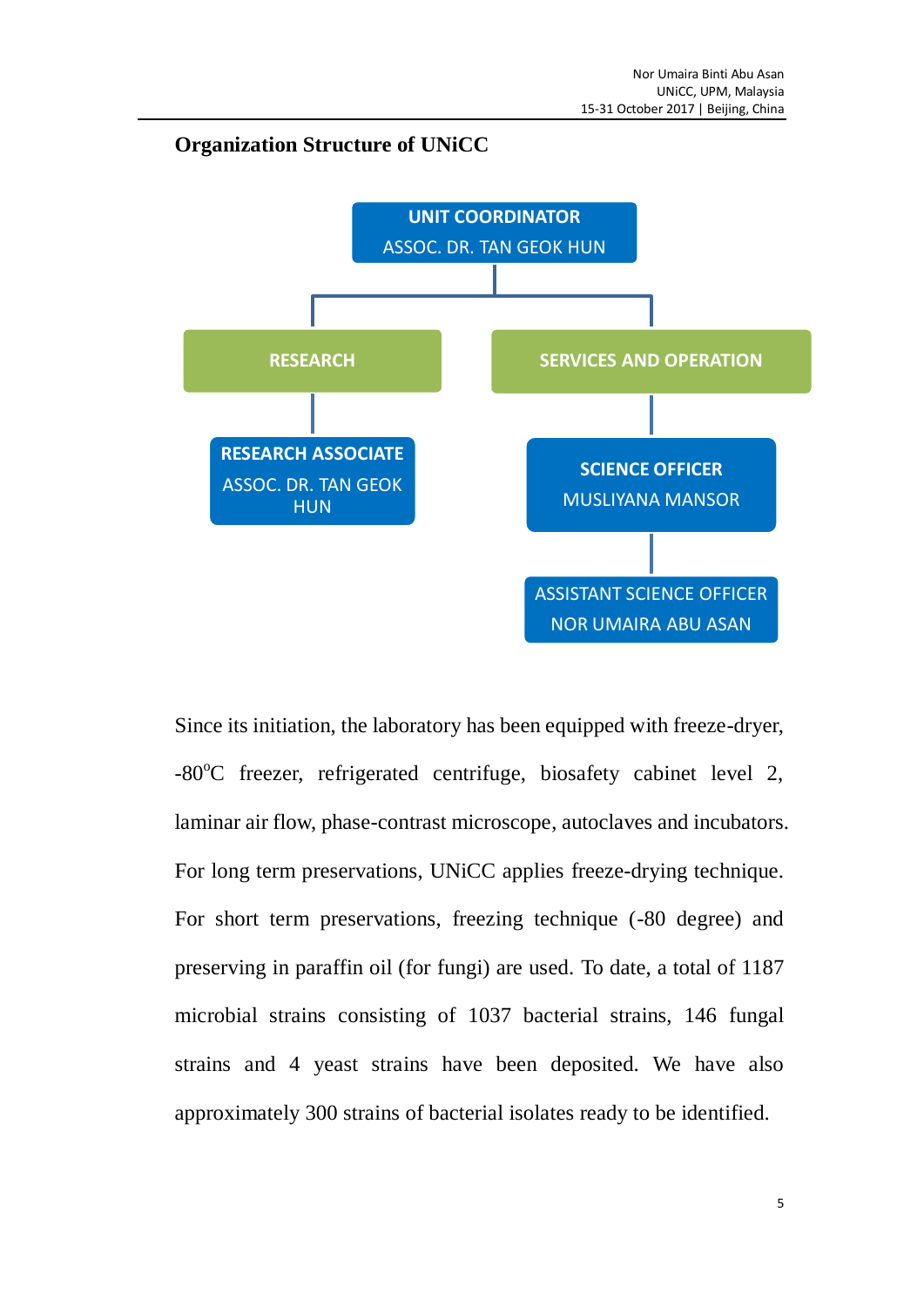**Organization Structure of UNiCC**

- **UNIT COORDINATOR** — ASSOC. DR. TAN GEOK HUN
  - **RESEARCH**
    - **RESEARCH ASSOCIATE** — ASSOC. DR. TAN GEOK HUN
  - **SERVICES AND OPERATION**
    - **SCIENCE OFFICER** — MUSLIYANA MANSOR
      - ASSISTANT SCIENCE OFFICER — NOR UMAIRA ABU ASAN

Since its initiation, the laboratory has been equipped with freeze-dryer, -80$^{o}$C freezer, refrigerated centrifuge, biosafety cabinet level 2, laminar air flow, phase-contrast microscope, autoclaves and incubators. For long term preservations, UNiCC applies freeze-drying technique. For short term preservations, freezing technique (-80 degree) and preserving in paraffin oil (for fungi) are used. To date, a total of 1187 microbial strains consisting of 1037 bacterial strains, 146 fungal strains and 4 yeast strains have been deposited. We have also approximately 300 strains of bacterial isolates ready to be identified.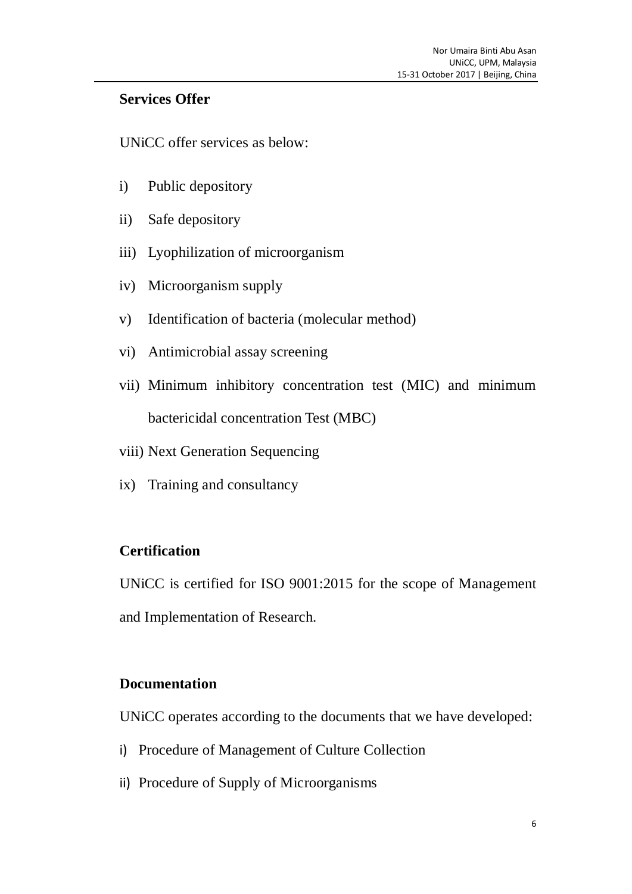## Services Offer

UNiCC offer services as below:

i) Public depository

ii) Safe depository

iii) Lyophilization of microorganism

iv) Microorganism supply

v) Identification of bacteria (molecular method)

vi) Antimicrobial assay screening

vii) Minimum inhibitory concentration test (MIC) and minimum bactericidal concentration Test (MBC)

viii) Next Generation Sequencing

ix) Training and consultancy

## Certification

UNiCC is certified for ISO 9001:2015 for the scope of Management and Implementation of Research.

## Documentation

UNiCC operates according to the documents that we have developed:

i) Procedure of Management of Culture Collection

ii) Procedure of Supply of Microorganisms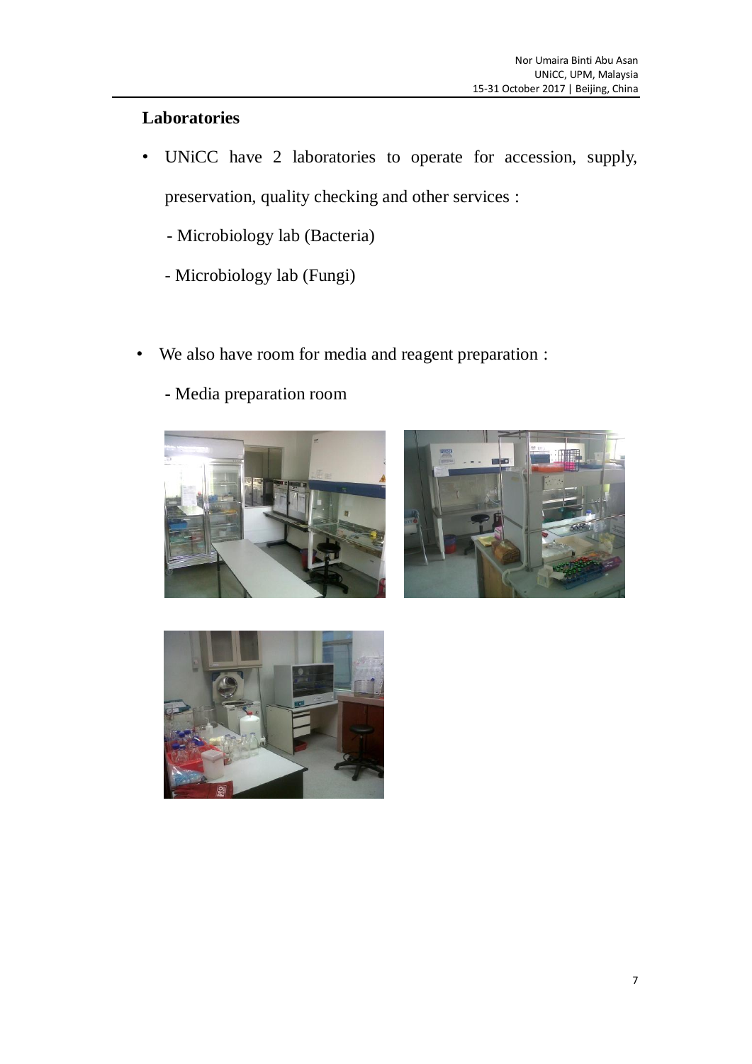**Laboratories**

- UNiCC have 2 laboratories to operate for accession, supply, preservation, quality checking and other services :
  - Microbiology lab (Bacteria)
  - Microbiology lab (Fungi)

- We also have room for media and reagent preparation :
  - Media preparation room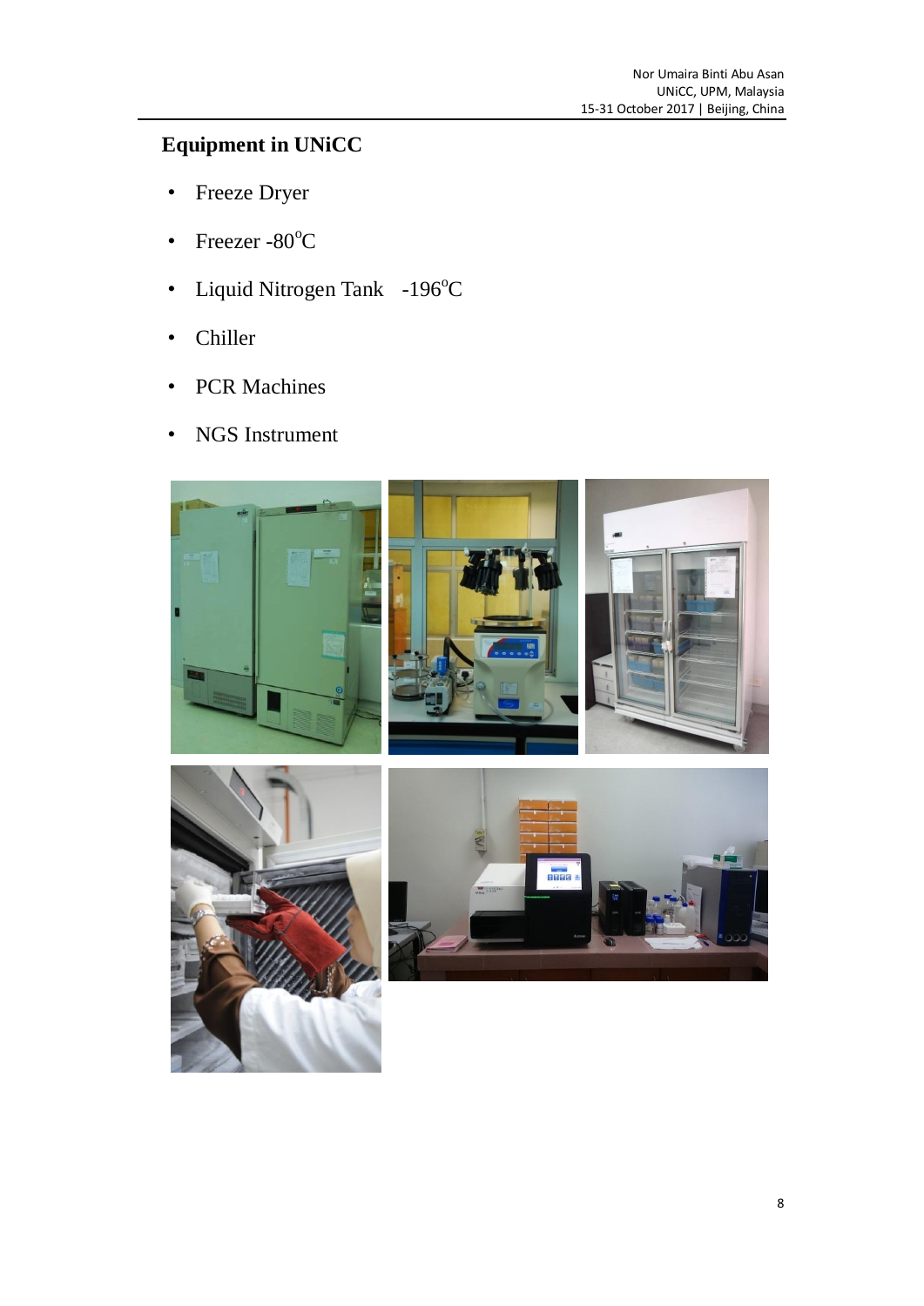## Equipment in UNiCC

- Freeze Dryer
- Freezer -80°C
- Liquid Nitrogen Tank -196°C
- Chiller
- PCR Machines
- NGS Instrument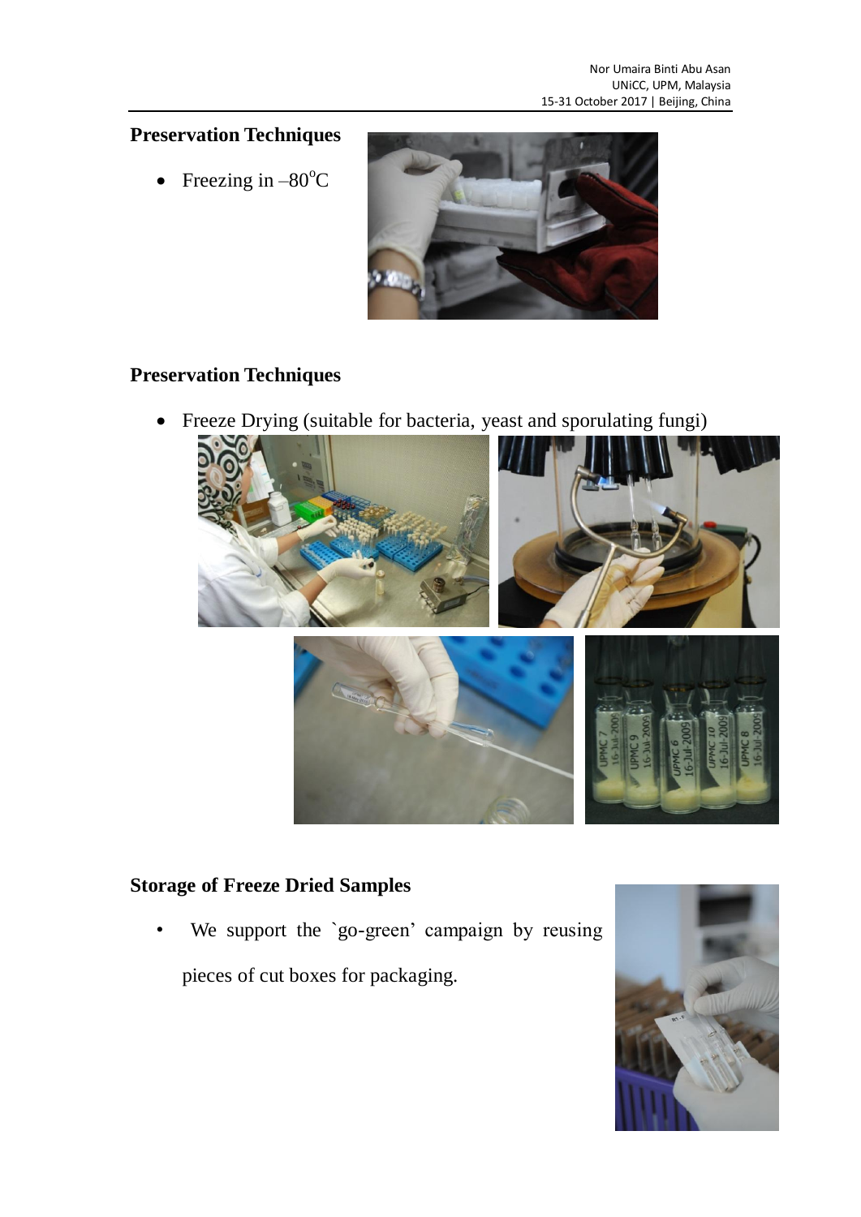## Preservation Techniques

- Freezing in $-80^{o}C$

## Preservation Techniques

- Freeze Drying (suitable for bacteria, yeast and sporulating fungi)

## Storage of Freeze Dried Samples

- We support the `go-green' campaign by reusing pieces of cut boxes for packaging.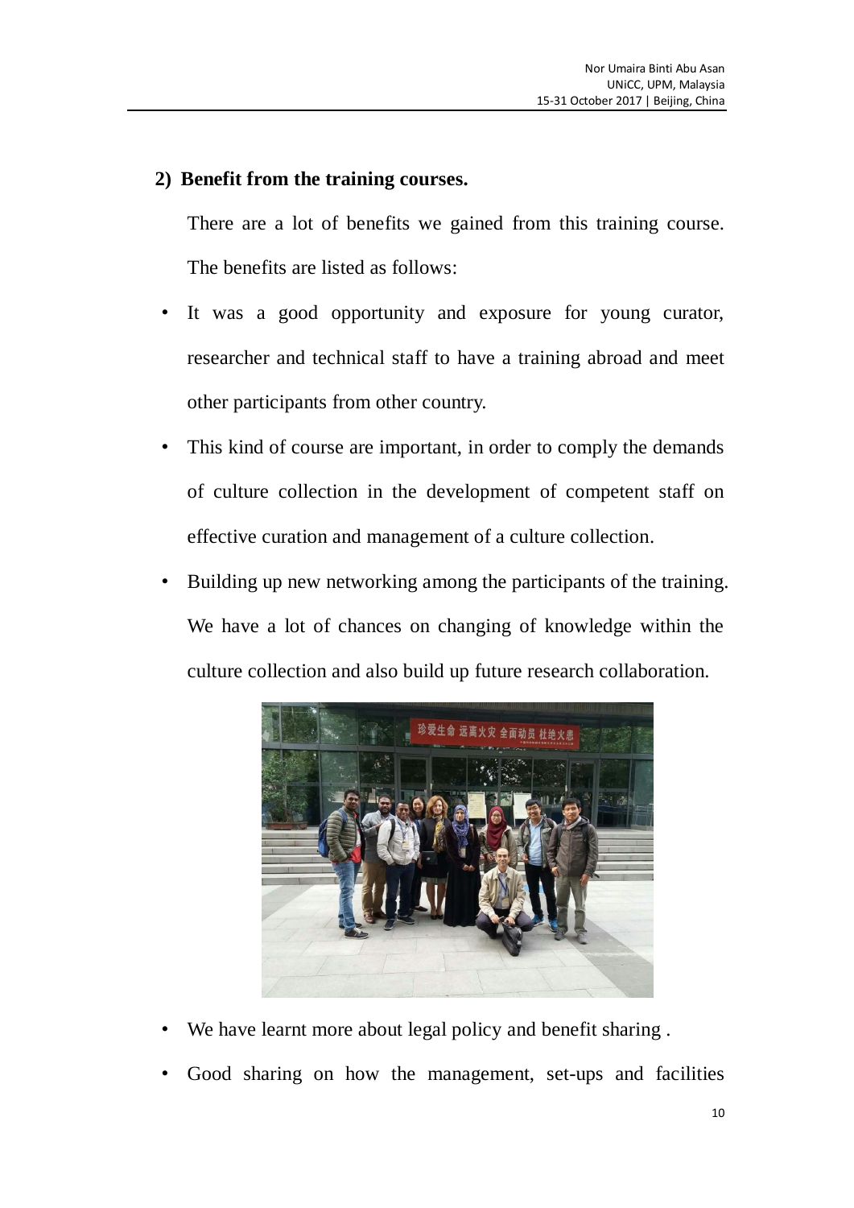## 2) Benefit from the training courses.

There are a lot of benefits we gained from this training course. The benefits are listed as follows:

- It was a good opportunity and exposure for young curator, researcher and technical staff to have a training abroad and meet other participants from other country.
- This kind of course are important, in order to comply the demands of culture collection in the development of competent staff on effective curation and management of a culture collection.
- Building up new networking among the participants of the training. We have a lot of chances on changing of knowledge within the culture collection and also build up future research collaboration.
- We have learnt more about legal policy and benefit sharing .
- Good sharing on how the management, set-ups and facilities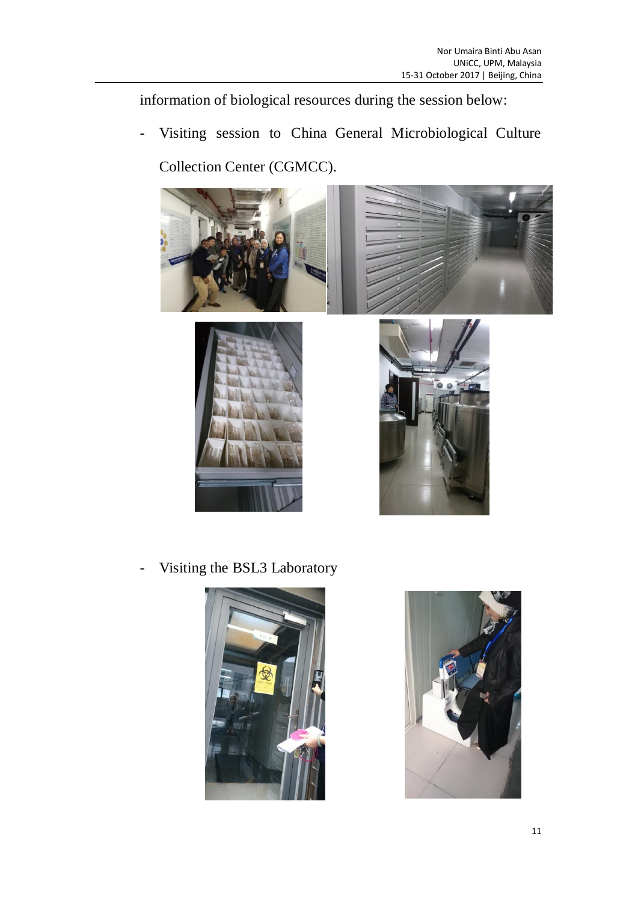information of biological resources during the session below:

- Visiting session to China General Microbiological Culture Collection Center (CGMCC).

- Visiting the BSL3 Laboratory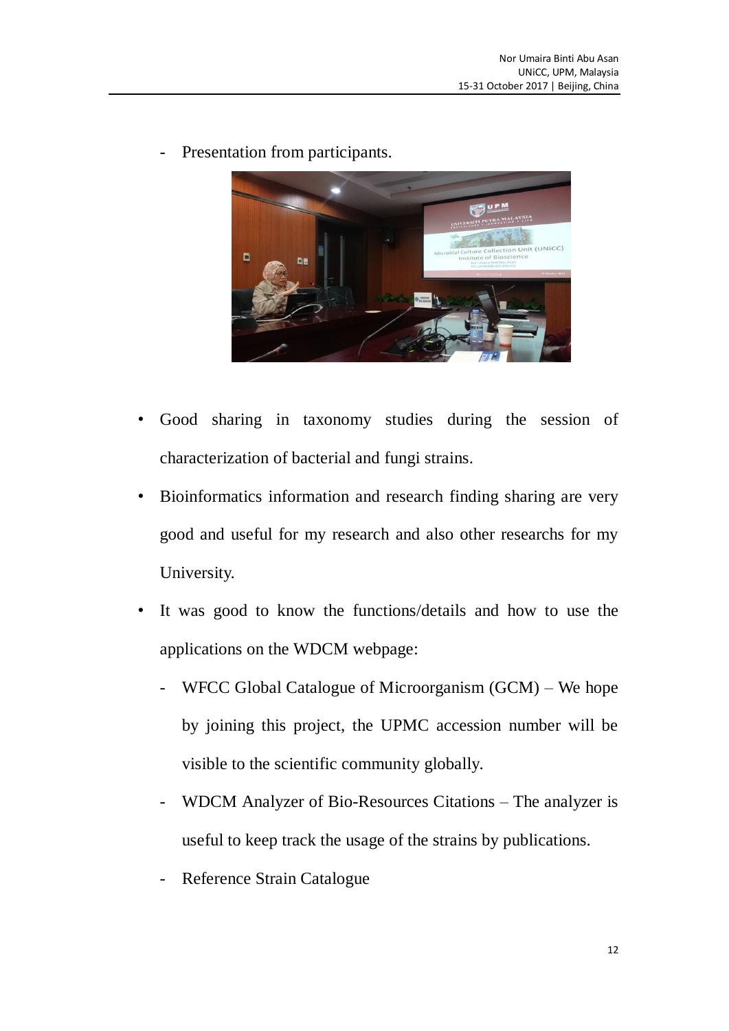- Presentation from participants.

- Good sharing in taxonomy studies during the session of characterization of bacterial and fungi strains.
- Bioinformatics information and research finding sharing are very good and useful for my research and also other researchs for my University.
- It was good to know the functions/details and how to use the applications on the WDCM webpage:
    - WFCC Global Catalogue of Microorganism (GCM) – We hope by joining this project, the UPMC accession number will be visible to the scientific community globally.
    - WDCM Analyzer of Bio-Resources Citations – The analyzer is useful to keep track the usage of the strains by publications.
    - Reference Strain Catalogue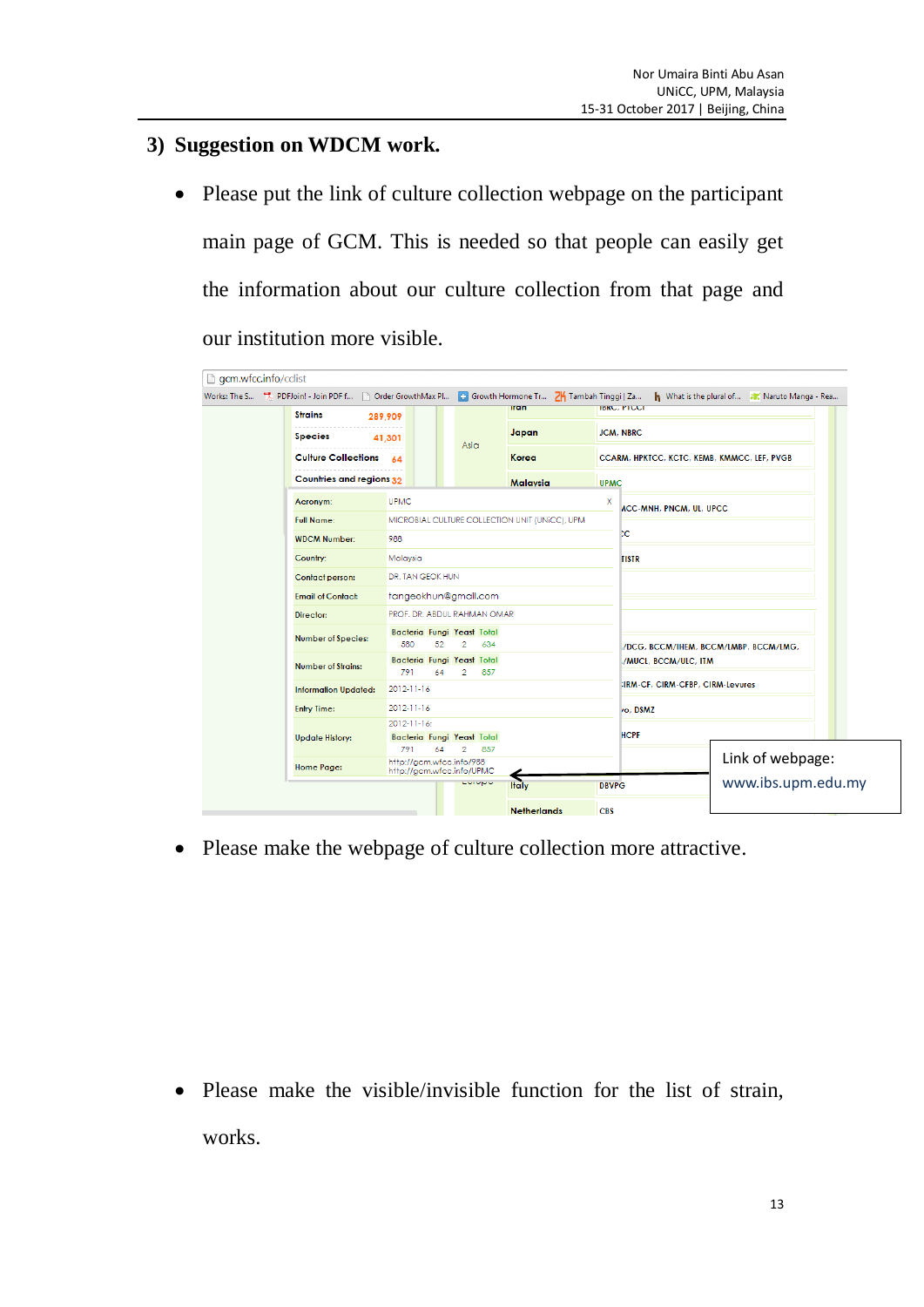## 3) Suggestion on WDCM work.

- Please put the link of culture collection webpage on the participant main page of GCM. This is needed so that people can easily get the information about our culture collection from that page and our institution more visible.

Link of webpage:
www.ibs.upm.edu.my

- Please make the webpage of culture collection more attractive.

- Please make the visible/invisible function for the list of strain, works.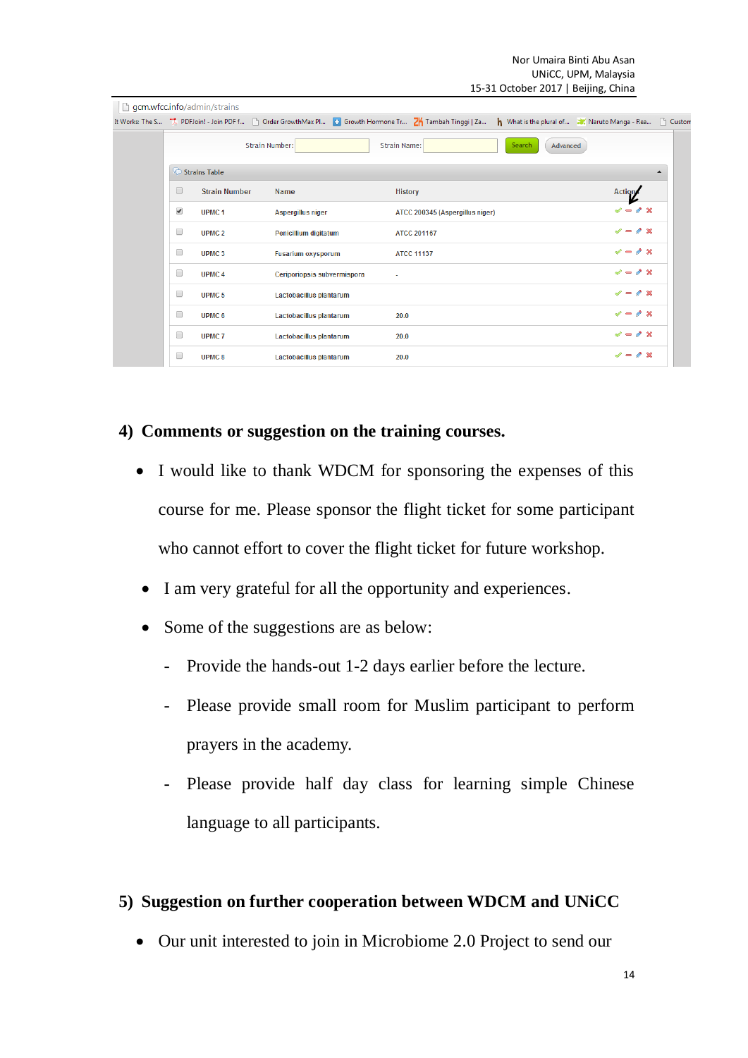| | Strain Number | Name | History | Action |
|---|---|---|---|---|
| ☑ | UPMC 1 | Aspergillus niger | ATCC 200345 (Aspergillus niger) | |
| ☐ | UPMC 2 | Penicillium digitatum | ATCC 201167 | |
| ☐ | UPMC 3 | Fusarium oxysporum | ATCC 11137 | |
| ☐ | UPMC 4 | Ceriporiopsis subvermispora | - | |
| ☐ | UPMC 5 | Lactobacillus plantarum | | |
| ☐ | UPMC 6 | Lactobacillus plantarum | 20.0 | |
| ☐ | UPMC 7 | Lactobacillus plantarum | 20.0 | |
| ☐ | UPMC 8 | Lactobacillus plantarum | 20.0 | |

## 4) Comments or suggestion on the training courses.

- I would like to thank WDCM for sponsoring the expenses of this course for me. Please sponsor the flight ticket for some participant who cannot effort to cover the flight ticket for future workshop.
- I am very grateful for all the opportunity and experiences.
- Some of the suggestions are as below:
  - Provide the hands-out 1-2 days earlier before the lecture.
  - Please provide small room for Muslim participant to perform prayers in the academy.
  - Please provide half day class for learning simple Chinese language to all participants.

## 5) Suggestion on further cooperation between WDCM and UNiCC

- Our unit interested to join in Microbiome 2.0 Project to send our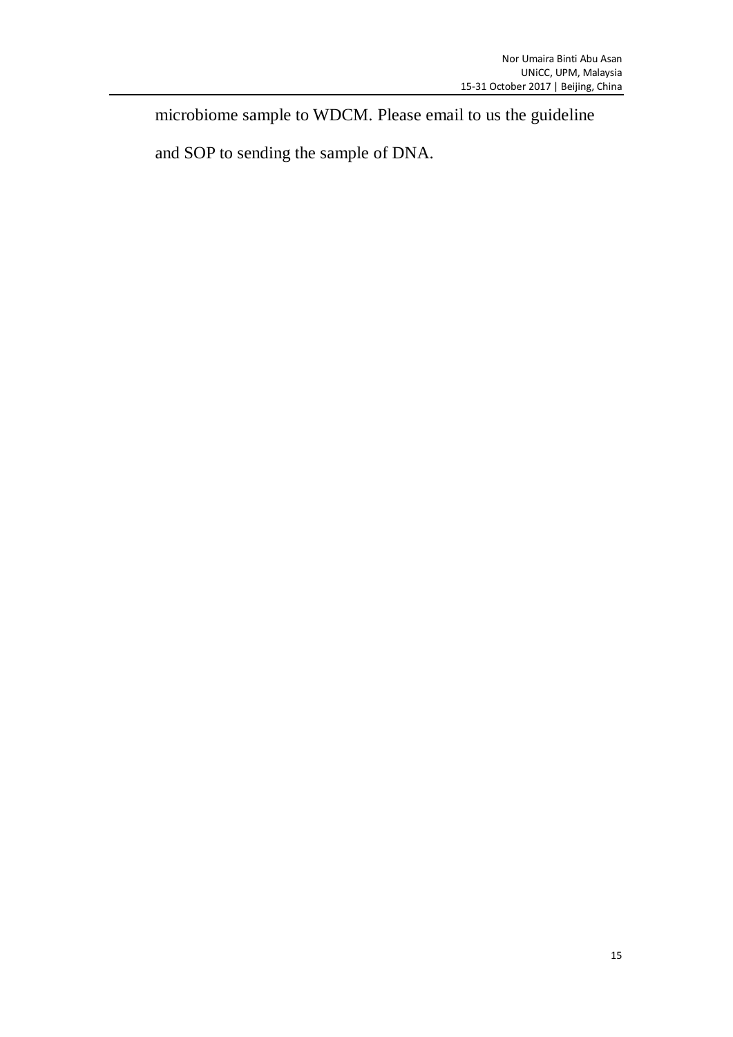microbiome sample to WDCM. Please email to us the guideline and SOP to sending the sample of DNA.